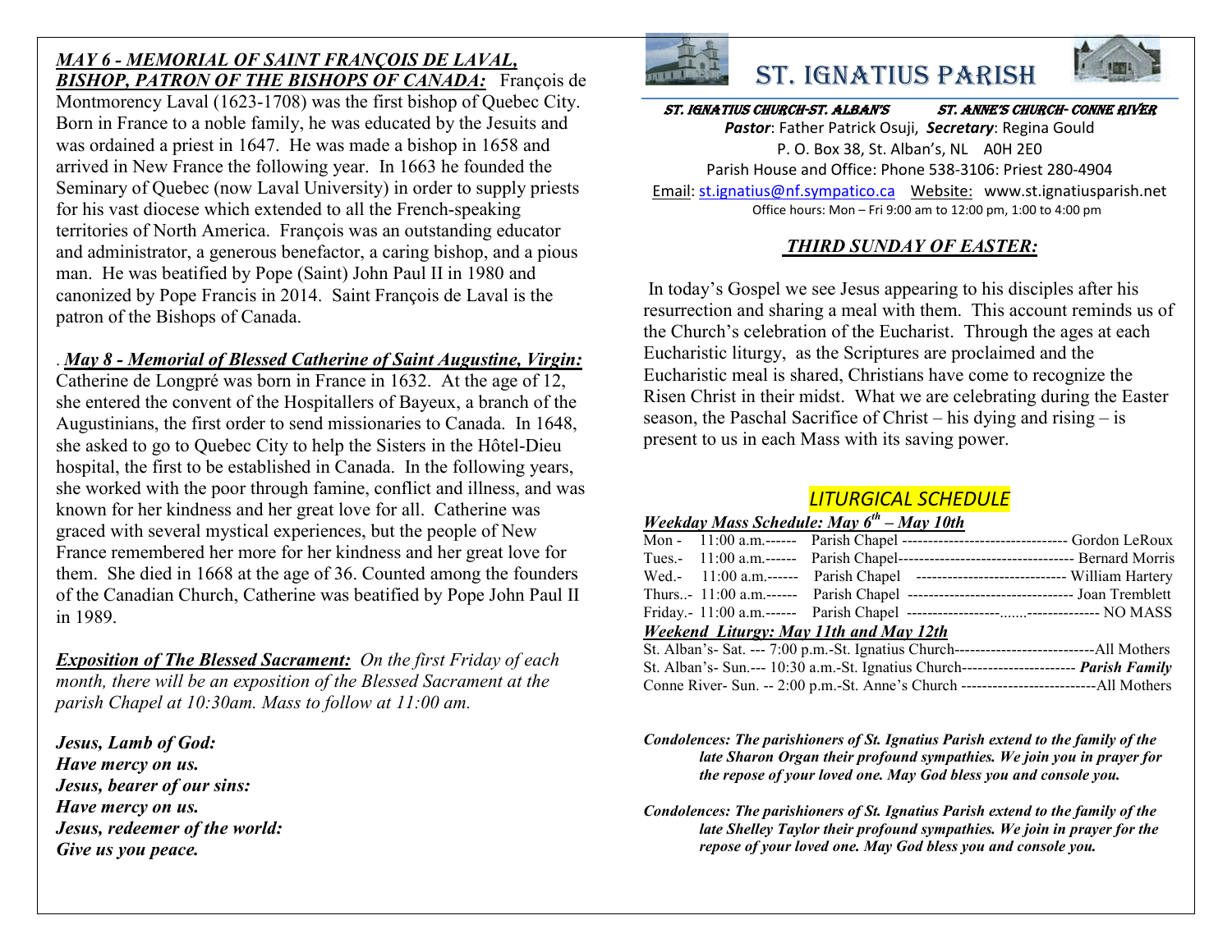***MAY 6 - MEMORIAL OF SAINT FRANÇOIS DE LAVAL, BISHOP, PATRON OF THE BISHOPS OF CANADA:*** François de Montmorency Laval (1623-1708) was the first bishop of Quebec City. Born in France to a noble family, he was educated by the Jesuits and was ordained a priest in 1647. He was made a bishop in 1658 and arrived in New France the following year. In 1663 he founded the Seminary of Quebec (now Laval University) in order to supply priests for his vast diocese which extended to all the French-speaking territories of North America. François was an outstanding educator and administrator, a generous benefactor, a caring bishop, and a pious man. He was beatified by Pope (Saint) John Paul II in 1980 and canonized by Pope Francis in 2014. Saint François de Laval is the patron of the Bishops of Canada.

. ***May 8 - Memorial of Blessed Catherine of Saint Augustine, Virgin:*** Catherine de Longpré was born in France in 1632. At the age of 12, she entered the convent of the Hospitallers of Bayeux, a branch of the Augustinians, the first order to send missionaries to Canada. In 1648, she asked to go to Quebec City to help the Sisters in the Hôtel-Dieu hospital, the first to be established in Canada. In the following years, she worked with the poor through famine, conflict and illness, and was known for her kindness and her great love for all. Catherine was graced with several mystical experiences, but the people of New France remembered her more for her kindness and her great love for them. She died in 1668 at the age of 36. Counted among the founders of the Canadian Church, Catherine was beatified by Pope John Paul II in 1989.

***Exposition of The Blessed Sacrament:*** *On the first Friday of each month, there will be an exposition of the Blessed Sacrament at the parish Chapel at 10:30am. Mass to follow at 11:00 am.*

***Jesus, Lamb of God:***
***Have mercy on us.***
***Jesus, bearer of our sins:***
***Have mercy on us.***
***Jesus, redeemer of the world:***
***Give us you peace.***

# ST. IGNATIUS PARISH

**ST. IGNATIUS CHURCH-ST. ALBAN'S** **ST. ANNE'S CHURCH- CONNE RIVER**

***Pastor***: Father Patrick Osuji, ***Secretary***: Regina Gould
P. O. Box 38, St. Alban's, NL A0H 2E0
Parish House and Office: Phone 538-3106: Priest 280-4904
Email: st.ignatius@nf.sympatico.ca Website: www.st.ignatiusparish.net
Office hours: Mon – Fri 9:00 am to 12:00 pm, 1:00 to 4:00 pm

## *THIRD SUNDAY OF EASTER:*

In today's Gospel we see Jesus appearing to his disciples after his resurrection and sharing a meal with them. This account reminds us of the Church's celebration of the Eucharist. Through the ages at each Eucharistic liturgy, as the Scriptures are proclaimed and the Eucharistic meal is shared, Christians have come to recognize the Risen Christ in their midst. What we are celebrating during the Easter season, the Paschal Sacrifice of Christ – his dying and rising – is present to us in each Mass with its saving power.

## *LITURGICAL SCHEDULE*

***Weekday Mass Schedule: May 6th – May 10th***

Mon - 11:00 a.m.------ Parish Chapel -------------------------------- Gordon LeRoux
Tues.- 11:00 a.m.------ Parish Chapel---------------------------------- Bernard Morris
Wed.- 11:00 a.m.------ Parish Chapel ----------------------------- William Hartery
Thurs..- 11:00 a.m.------ Parish Chapel -------------------------------- Joan Tremblett
Friday.- 11:00 a.m.------ Parish Chapel ------------------.......-------------- NO MASS

***Weekend Liturgy: May 11th and May 12th***

St. Alban's- Sat. --- 7:00 p.m.-St. Ignatius Church---------------------------All Mothers
St. Alban's- Sun.--- 10:30 a.m.-St. Ignatius Church---------------------- ***Parish Family***
Conne River- Sun. -- 2:00 p.m.-St. Anne's Church --------------------------All Mothers

***Condolences: The parishioners of St. Ignatius Parish extend to the family of the late Sharon Organ their profound sympathies. We join you in prayer for the repose of your loved one. May God bless you and console you.***

***Condolences: The parishioners of St. Ignatius Parish extend to the family of the late Shelley Taylor their profound sympathies. We join in prayer for the repose of your loved one. May God bless you and console you.***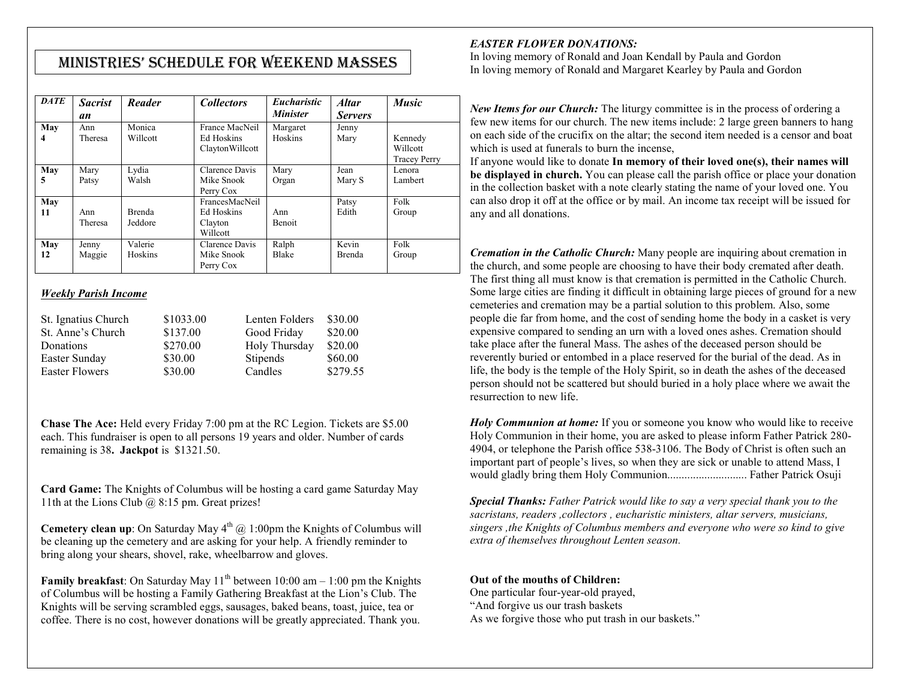# MINISTRIES' SCHEDULE FOR WEEKEND MASSES

| DATE | Sacristan | Reader | Collectors | Eucharistic Minister | Altar Servers | Music |
|---|---|---|---|---|---|---|
| May 4 | Ann Theresa | Monica Willcott | France MacNeil Ed Hoskins ClaytonWillcott | Margaret Hoskins | Jenny Mary | Kennedy Willcott Tracey Perry |
| May 5 | Mary Patsy | Lydia Walsh | Clarence Davis Mike Snook Perry Cox | Mary Organ | Jean Mary S | Lenora Lambert |
| May 11 | Ann Theresa | Brenda Jeddore | FrancesMacNeil Ed Hoskins Clayton Willcott | Ann Benoit | Patsy Edith | Folk Group |
| May 12 | Jenny Maggie | Valerie Hoskins | Clarence Davis Mike Snook Perry Cox | Ralph Blake | Kevin Brenda | Folk Group |

***Weekly Parish Income***

| | | | |
|---|---|---|---|
| St. Ignatius Church | $1033.00 | Lenten Folders | $30.00 |
| St. Anne's Church | $137.00 | Good Friday | $20.00 |
| Donations | $270.00 | Holy Thursday | $20.00 |
| Easter Sunday | $30.00 | Stipends | $60.00 |
| Easter Flowers | $30.00 | Candles | $279.55 |

**Chase The Ace:** Held every Friday 7:00 pm at the RC Legion. Tickets are $5.00 each. This fundraiser is open to all persons 19 years and older. Number of cards remaining is 38**. Jackpot** is $1321.50.

**Card Game:** The Knights of Columbus will be hosting a card game Saturday May 11th at the Lions Club @ 8:15 pm. Great prizes!

**Cemetery clean up**: On Saturday May 4th @ 1:00pm the Knights of Columbus will be cleaning up the cemetery and are asking for your help. A friendly reminder to bring along your shears, shovel, rake, wheelbarrow and gloves.

**Family breakfast**: On Saturday May 11th between 10:00 am – 1:00 pm the Knights of Columbus will be hosting a Family Gathering Breakfast at the Lion's Club. The Knights will be serving scrambled eggs, sausages, baked beans, toast, juice, tea or coffee. There is no cost, however donations will be greatly appreciated. Thank you.

***EASTER FLOWER DONATIONS:***

In loving memory of Ronald and Joan Kendall by Paula and Gordon
In loving memory of Ronald and Margaret Kearley by Paula and Gordon

***New Items for our Church:*** The liturgy committee is in the process of ordering a few new items for our church. The new items include: 2 large green banners to hang on each side of the crucifix on the altar; the second item needed is a censor and boat which is used at funerals to burn the incense,
If anyone would like to donate **In memory of their loved one(s), their names will be displayed in church.** You can please call the parish office or place your donation in the collection basket with a note clearly stating the name of your loved one. You can also drop it off at the office or by mail. An income tax receipt will be issued for any and all donations.

***Cremation in the Catholic Church:*** Many people are inquiring about cremation in the church, and some people are choosing to have their body cremated after death. The first thing all must know is that cremation is permitted in the Catholic Church. Some large cities are finding it difficult in obtaining large pieces of ground for a new cemeteries and cremation may be a partial solution to this problem. Also, some people die far from home, and the cost of sending home the body in a casket is very expensive compared to sending an urn with a loved ones ashes. Cremation should take place after the funeral Mass. The ashes of the deceased person should be reverently buried or entombed in a place reserved for the burial of the dead. As in life, the body is the temple of the Holy Spirit, so in death the ashes of the deceased person should not be scattered but should buried in a holy place where we await the resurrection to new life.

***Holy Communion at home:*** If you or someone you know who would like to receive Holy Communion in their home, you are asked to please inform Father Patrick 280-4904, or telephone the Parish office 538-3106. The Body of Christ is often such an important part of people's lives, so when they are sick or unable to attend Mass, I would gladly bring them Holy Communion............................ Father Patrick Osuji

***Special Thanks:*** *Father Patrick would like to say a very special thank you to the sacristans, readers ,collectors , eucharistic ministers, altar servers, musicians, singers ,the Knights of Columbus members and everyone who were so kind to give extra of themselves throughout Lenten season.*

**Out of the mouths of Children:**

One particular four-year-old prayed,
"And forgive us our trash baskets
As we forgive those who put trash in our baskets."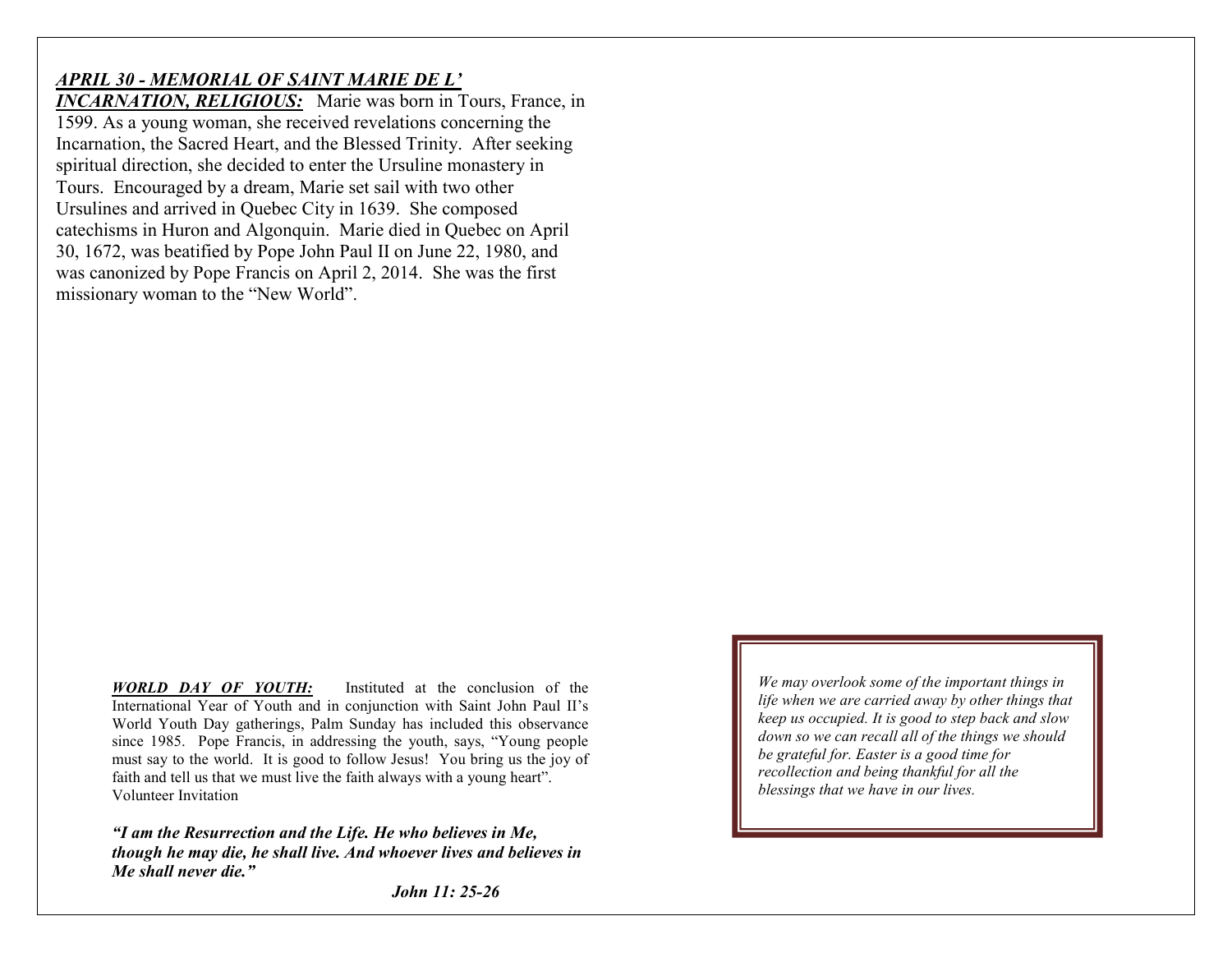***APRIL 30 - MEMORIAL OF SAINT MARIE DE L' INCARNATION, RELIGIOUS:*** Marie was born in Tours, France, in 1599. As a young woman, she received revelations concerning the Incarnation, the Sacred Heart, and the Blessed Trinity. After seeking spiritual direction, she decided to enter the Ursuline monastery in Tours. Encouraged by a dream, Marie set sail with two other Ursulines and arrived in Quebec City in 1639. She composed catechisms in Huron and Algonquin. Marie died in Quebec on April 30, 1672, was beatified by Pope John Paul II on June 22, 1980, and was canonized by Pope Francis on April 2, 2014. She was the first missionary woman to the "New World".

***WORLD DAY OF YOUTH:*** Instituted at the conclusion of the International Year of Youth and in conjunction with Saint John Paul II's World Youth Day gatherings, Palm Sunday has included this observance since 1985. Pope Francis, in addressing the youth, says, "Young people must say to the world. It is good to follow Jesus! You bring us the joy of faith and tell us that we must live the faith always with a young heart".
Volunteer Invitation

***"I am the Resurrection and the Life. He who believes in Me, though he may die, he shall live. And whoever lives and believes in Me shall never die."***

***John 11: 25-26***

*We may overlook some of the important things in life when we are carried away by other things that keep us occupied. It is good to step back and slow down so we can recall all of the things we should be grateful for. Easter is a good time for recollection and being thankful for all the blessings that we have in our lives.*